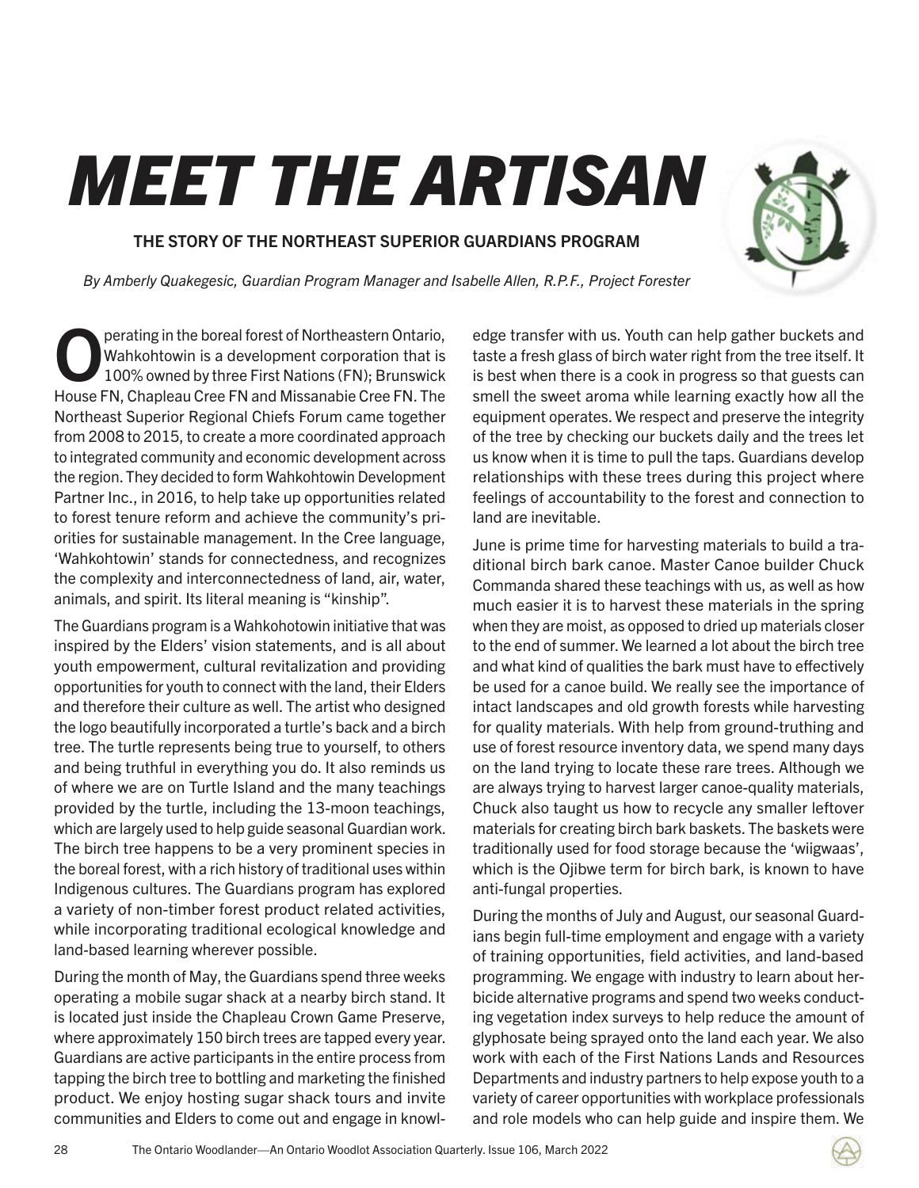# MEET THE ARTISAN

### THE STORY OF THE NORTHEAST SUPERIOR GUARDIANS PROGRAM

*By Amberly Quakegesic, Guardian Program Manager and Isabelle Allen, R.P.F., Project Forester*

Operating in the boreal forest of Northeastern Ontario, Wahkohtowin is a development corporation that is 100% owned by three First Nations (FN); Brunswick House FN, Chapleau Cree FN and Missanabie Cree FN. The Northeast Superior Regional Chiefs Forum came together from 2008 to 2015, to create a more coordinated approach to integrated community and economic development across the region. They decided to form Wahkohtowin Development Partner Inc., in 2016, to help take up opportunities related to forest tenure reform and achieve the community's priorities for sustainable management. In the Cree language, 'Wahkohtowin' stands for connectedness, and recognizes the complexity and interconnectedness of land, air, water, animals, and spirit. Its literal meaning is "kinship".

The Guardians program is a Wahkohotowin initiative that was inspired by the Elders' vision statements, and is all about youth empowerment, cultural revitalization and providing opportunities for youth to connect with the land, their Elders and therefore their culture as well. The artist who designed the logo beautifully incorporated a turtle's back and a birch tree. The turtle represents being true to yourself, to others and being truthful in everything you do. It also reminds us of where we are on Turtle Island and the many teachings provided by the turtle, including the 13-moon teachings, which are largely used to help guide seasonal Guardian work. The birch tree happens to be a very prominent species in the boreal forest, with a rich history of traditional uses within Indigenous cultures. The Guardians program has explored a variety of non-timber forest product related activities, while incorporating traditional ecological knowledge and land-based learning wherever possible.

During the month of May, the Guardians spend three weeks operating a mobile sugar shack at a nearby birch stand. It is located just inside the Chapleau Crown Game Preserve, where approximately 150 birch trees are tapped every year. Guardians are active participants in the entire process from tapping the birch tree to bottling and marketing the finished product. We enjoy hosting sugar shack tours and invite communities and Elders to come out and engage in knowledge transfer with us. Youth can help gather buckets and taste a fresh glass of birch water right from the tree itself. It is best when there is a cook in progress so that guests can smell the sweet aroma while learning exactly how all the equipment operates. We respect and preserve the integrity of the tree by checking our buckets daily and the trees let us know when it is time to pull the taps. Guardians develop relationships with these trees during this project where feelings of accountability to the forest and connection to land are inevitable.

June is prime time for harvesting materials to build a traditional birch bark canoe. Master Canoe builder Chuck Commanda shared these teachings with us, as well as how much easier it is to harvest these materials in the spring when they are moist, as opposed to dried up materials closer to the end of summer. We learned a lot about the birch tree and what kind of qualities the bark must have to effectively be used for a canoe build. We really see the importance of intact landscapes and old growth forests while harvesting for quality materials. With help from ground-truthing and use of forest resource inventory data, we spend many days on the land trying to locate these rare trees. Although we are always trying to harvest larger canoe-quality materials, Chuck also taught us how to recycle any smaller leftover materials for creating birch bark baskets. The baskets were traditionally used for food storage because the 'wiigwaas', which is the Ojibwe term for birch bark, is known to have anti-fungal properties.

During the months of July and August, our seasonal Guardians begin full-time employment and engage with a variety of training opportunities, field activities, and land-based programming. We engage with industry to learn about herbicide alternative programs and spend two weeks conducting vegetation index surveys to help reduce the amount of glyphosate being sprayed onto the land each year. We also work with each of the First Nations Lands and Resources Departments and industry partners to help expose youth to a variety of career opportunities with workplace professionals and role models who can help guide and inspire them. We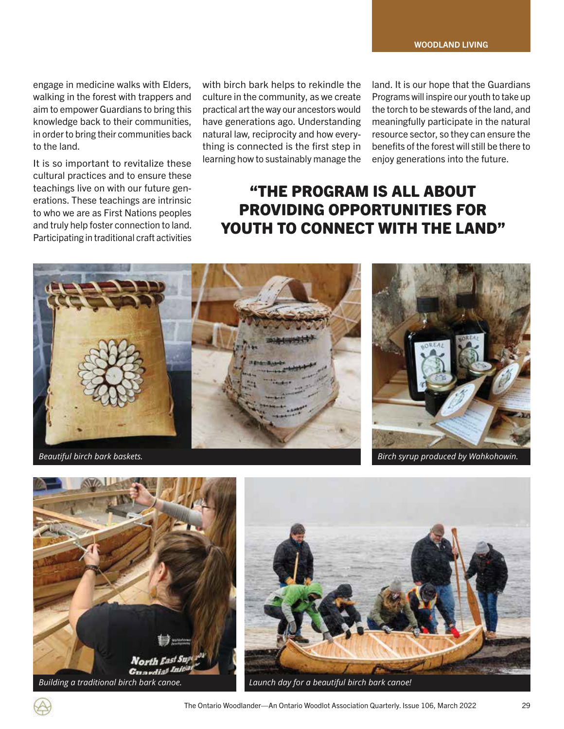engage in medicine walks with Elders, walking in the forest with trappers and aim to empower Guardians to bring this knowledge back to their communities, in order to bring their communities back to the land.

It is so important to revitalize these cultural practices and to ensure these teachings live on with our future generations. These teachings are intrinsic to who we are as First Nations peoples and truly help foster connection to land. Participating in traditional craft activities with birch bark helps to rekindle the culture in the community, as we create practical art the way our ancestors would have generations ago. Understanding natural law, reciprocity and how everything is connected is the first step in learning how to sustainably manage the land. It is our hope that the Guardians Programs will inspire our youth to take up the torch to be stewards of the land, and meaningfully participate in the natural resource sector, so they can ensure the benefits of the forest will still be there to enjoy generations into the future.

## "THE PROGRAM IS ALL ABOUT PROVIDING OPPORTUNITIES FOR YOUTH TO CONNECT WITH THE LAND"

*Beautiful birch bark baskets.*

*Birch syrup produced by Wahkohowin.*

*Building a traditional birch bark canoe.*

*Launch day for a beautiful birch bark canoe!*